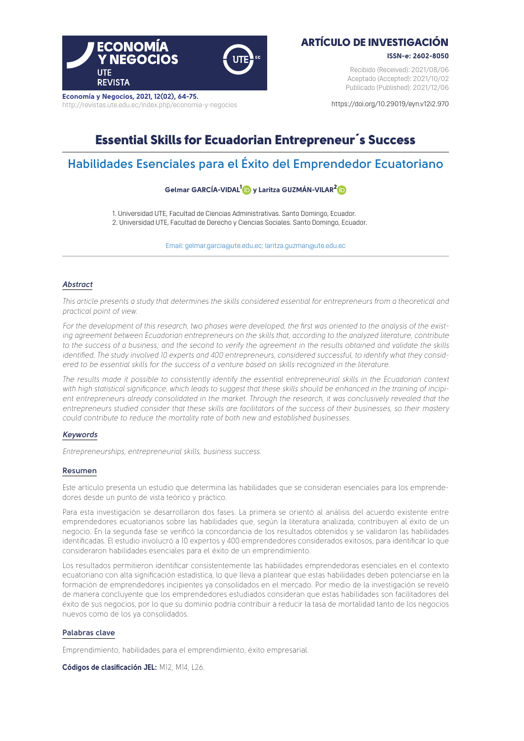ARTÍCULO DE INVESTIGACIÓN

**ISSN-e: 2602-8050**

Recibido (Received): 2021/08/06
Aceptado (Accepted): 2021/10/02
Publicado (Published): 2021/12/06

**Economía y Negocios, 2021, 12(02), 64-75.**
http://revistas.ute.edu.ec/index.php/economia-y-negocios

https://doi.org/10.29019/eyn.v12i2.970

# Essential Skills for Ecuadorian Entrepreneur´s Success

## Habilidades Esenciales para el Éxito del Emprendedor Ecuatoriano

**Gelmar GARCÍA-VIDAL**[1] **y Laritza GUZMÁN-VILAR**[2]

1. Universidad UTE, Facultad de Ciencias Administrativas. Santo Domingo, Ecuador.
2. Universidad UTE, Facultad de Derecho y Ciencias Sociales. Santo Domingo, Ecuador.

Email: gelmar.garcia@ute.edu.ec; laritza.guzman@ute.edu.ec

### *Abstract*

*This article presents a study that determines the skills considered essential for entrepreneurs from a theoretical and practical point of view.*

*For the development of this research, two phases were developed, the first was oriented to the analysis of the existing agreement between Ecuadorian entrepreneurs on the skills that, according to the analyzed literature, contribute to the success of a business; and the second to verify the agreement in the results obtained and validate the skills identified. The study involved 10 experts and 400 entrepreneurs, considered successful, to identify what they considered to be essential skills for the success of a venture based on skills recognized in the literature.*

*The results made it possible to consistently identify the essential entrepreneurial skills in the Ecuadorian context with high statistical significance, which leads to suggest that these skills should be enhanced in the training of incipient entrepreneurs already consolidated in the market. Through the research, it was conclusively revealed that the entrepreneurs studied consider that these skills are facilitators of the success of their businesses, so their mastery could contribute to reduce the mortality rate of both new and established businesses.*

### *Keywords*

*Entrepreneurships, entrepreneurial skills, business success.*

### Resumen

Este artículo presenta un estudio que determina las habilidades que se consideran esenciales para los emprendedores desde un punto de vista teórico y práctico.

Para esta investigación se desarrollaron dos fases. La primera se orientó al análisis del acuerdo existente entre emprendedores ecuatorianos sobre las habilidades que, según la literatura analizada, contribuyen al éxito de un negocio. En la segunda fase se verificó la concordancia de los resultados obtenidos y se validaron las habilidades identificadas. El estudio involucró a 10 expertos y 400 emprendedores considerados exitosos, para identificar lo que consideraron habilidades esenciales para el éxito de un emprendimiento.

Los resultados permitieron identificar consistentemente las habilidades emprendedoras esenciales en el contexto ecuatoriano con alta significación estadística, lo que lleva a plantear que estas habilidades deben potenciarse en la formación de emprendedores incipientes ya consolidados en el mercado. Por medio de la investigación se reveló de manera concluyente que los emprendedores estudiados consideran que estas habilidades son facilitadores del éxito de sus negocios, por lo que su dominio podría contribuir a reducir la tasa de mortalidad tanto de los negocios nuevos como de los ya consolidados.

### Palabras clave

Emprendimiento, habilidades para el emprendimiento, éxito empresarial.

**Códigos de clasificación JEL:** M12, M14, L26.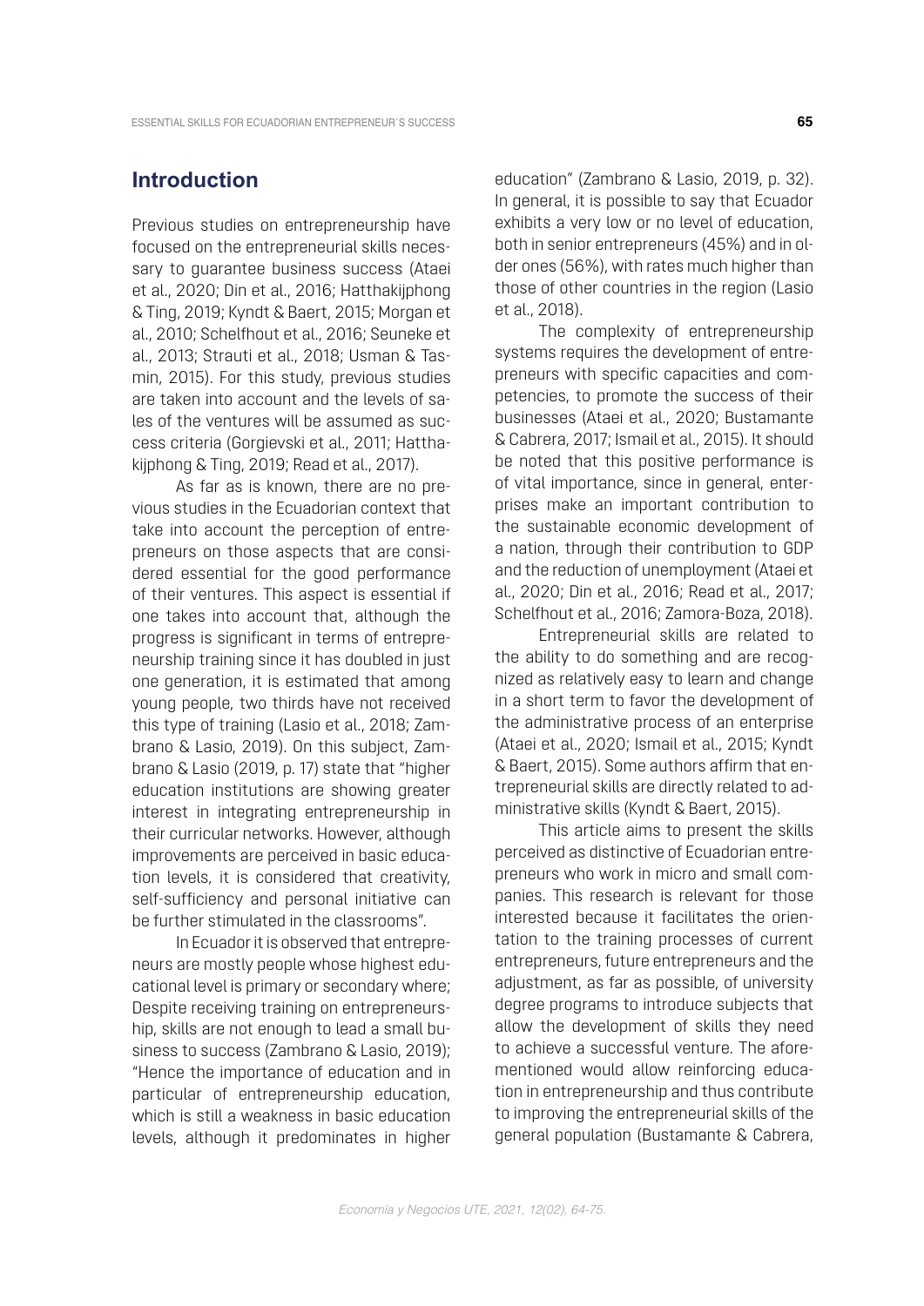## Introduction

Previous studies on entrepreneurship have focused on the entrepreneurial skills necessary to guarantee business success (Ataei et al., 2020; Din et al., 2016; Hatthakijphong & Ting, 2019; Kyndt & Baert, 2015; Morgan et al., 2010; Schelfhout et al., 2016; Seuneke et al., 2013; Strauti et al., 2018; Usman & Tasmin, 2015). For this study, previous studies are taken into account and the levels of sales of the ventures will be assumed as success criteria (Gorgievski et al., 2011; Hatthakijphong & Ting, 2019; Read et al., 2017).

As far as is known, there are no previous studies in the Ecuadorian context that take into account the perception of entrepreneurs on those aspects that are considered essential for the good performance of their ventures. This aspect is essential if one takes into account that, although the progress is significant in terms of entrepreneurship training since it has doubled in just one generation, it is estimated that among young people, two thirds have not received this type of training (Lasio et al., 2018; Zambrano & Lasio, 2019). On this subject, Zambrano & Lasio (2019, p. 17) state that "higher education institutions are showing greater interest in integrating entrepreneurship in their curricular networks. However, although improvements are perceived in basic education levels, it is considered that creativity, self-sufficiency and personal initiative can be further stimulated in the classrooms".

In Ecuador it is observed that entrepreneurs are mostly people whose highest educational level is primary or secondary where; Despite receiving training on entrepreneurship, skills are not enough to lead a small business to success (Zambrano & Lasio, 2019); "Hence the importance of education and in particular of entrepreneurship education, which is still a weakness in basic education levels, although it predominates in higher education" (Zambrano & Lasio, 2019, p. 32). In general, it is possible to say that Ecuador exhibits a very low or no level of education, both in senior entrepreneurs (45%) and in older ones (56%), with rates much higher than those of other countries in the region (Lasio et al., 2018).

The complexity of entrepreneurship systems requires the development of entrepreneurs with specific capacities and competencies, to promote the success of their businesses (Ataei et al., 2020; Bustamante & Cabrera, 2017; Ismail et al., 2015). It should be noted that this positive performance is of vital importance, since in general, enterprises make an important contribution to the sustainable economic development of a nation, through their contribution to GDP and the reduction of unemployment (Ataei et al., 2020; Din et al., 2016; Read et al., 2017; Schelfhout et al., 2016; Zamora-Boza, 2018).

Entrepreneurial skills are related to the ability to do something and are recognized as relatively easy to learn and change in a short term to favor the development of the administrative process of an enterprise (Ataei et al., 2020; Ismail et al., 2015; Kyndt & Baert, 2015). Some authors affirm that entrepreneurial skills are directly related to administrative skills (Kyndt & Baert, 2015).

This article aims to present the skills perceived as distinctive of Ecuadorian entrepreneurs who work in micro and small companies. This research is relevant for those interested because it facilitates the orientation to the training processes of current entrepreneurs, future entrepreneurs and the adjustment, as far as possible, of university degree programs to introduce subjects that allow the development of skills they need to achieve a successful venture. The aforementioned would allow reinforcing education in entrepreneurship and thus contribute to improving the entrepreneurial skills of the general population (Bustamante & Cabrera,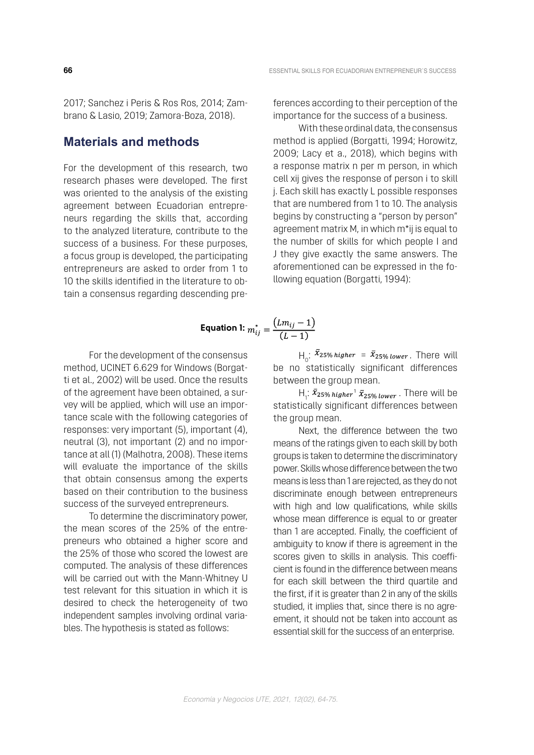2017; Sanchez i Peris & Ros Ros, 2014; Zambrano & Lasio, 2019; Zamora-Boza, 2018).

## Materials and methods

For the development of this research, two research phases were developed. The first was oriented to the analysis of the existing agreement between Ecuadorian entrepreneurs regarding the skills that, according to the analyzed literature, contribute to the success of a business. For these purposes, a focus group is developed, the participating entrepreneurs are asked to order from 1 to 10 the skills identified in the literature to obtain a consensus regarding descending preferences according to their perception of the importance for the success of a business.

With these ordinal data, the consensus method is applied (Borgatti, 1994; Horowitz, 2009; Lacy et a., 2018), which begins with a response matrix n per m person, in which cell xij gives the response of person i to skill j. Each skill has exactly L possible responses that are numbered from 1 to 10. The analysis begins by constructing a "person by person" agreement matrix M, in which m*ij is equal to the number of skills for which people I and J they give exactly the same answers. The aforementioned can be expressed in the following equation (Borgatti, 1994):

$$\textbf{Equation 1: } m^*_{ij} = \frac{(Lm_{ij} - 1)}{(L - 1)}$$

For the development of the consensus method, UCINET 6.629 for Windows (Borgatti et al., 2002) will be used. Once the results of the agreement have been obtained, a survey will be applied, which will use an importance scale with the following categories of responses: very important (5), important (4), neutral (3), not important (2) and no importance at all (1) (Malhotra, 2008). These items will evaluate the importance of the skills that obtain consensus among the experts based on their contribution to the business success of the surveyed entrepreneurs.

To determine the discriminatory power, the mean scores of the 25% of the entrepreneurs who obtained a higher score and the 25% of those who scored the lowest are computed. The analysis of these differences will be carried out with the Mann-Whitney U test relevant for this situation in which it is desired to check the heterogeneity of two independent samples involving ordinal variables. The hypothesis is stated as follows:

$H_0$: $\bar{x}_{25\%\,higher} = \bar{x}_{25\%\,lower}$. There will be no statistically significant differences between the group mean.

$H_1$: $\bar{x}_{25\%\,higher} \neq \bar{x}_{25\%\,lower}$. There will be statistically significant differences between the group mean.

Next, the difference between the two means of the ratings given to each skill by both groups is taken to determine the discriminatory power. Skills whose difference between the two means is less than 1 are rejected, as they do not discriminate enough between entrepreneurs with high and low qualifications, while skills whose mean difference is equal to or greater than 1 are accepted. Finally, the coefficient of ambiguity to know if there is agreement in the scores given to skills in analysis. This coefficient is found in the difference between means for each skill between the third quartile and the first, if it is greater than 2 in any of the skills studied, it implies that, since there is no agreement, it should not be taken into account as essential skill for the success of an enterprise.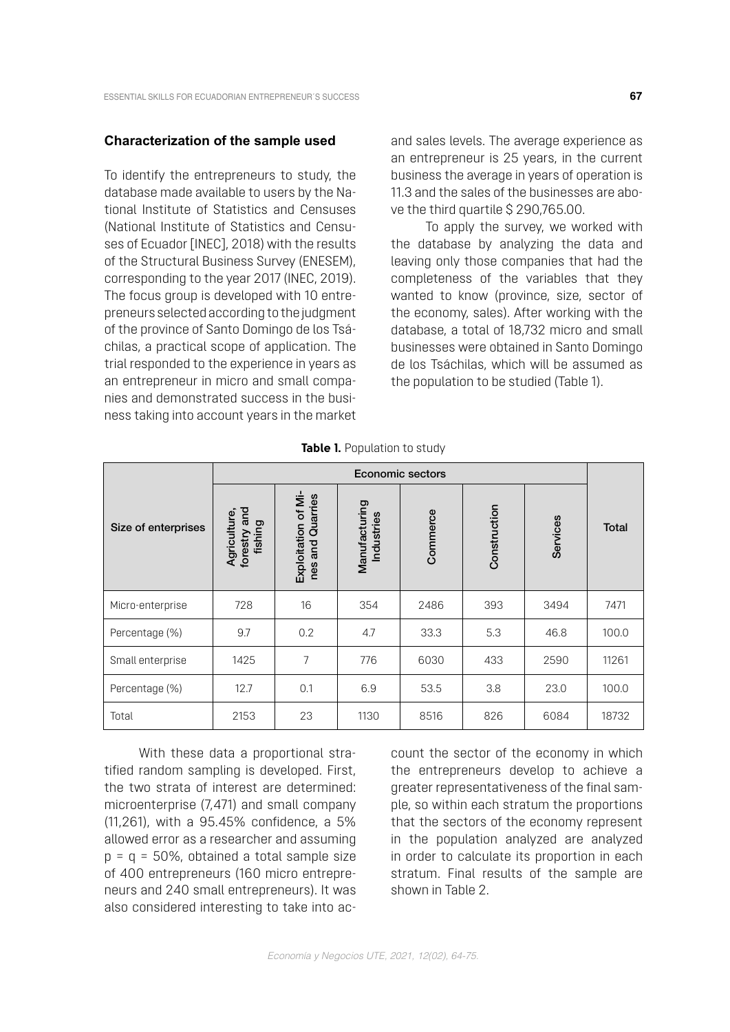## Characterization of the sample used

To identify the entrepreneurs to study, the database made available to users by the National Institute of Statistics and Censuses (National Institute of Statistics and Censuses of Ecuador [INEC], 2018) with the results of the Structural Business Survey (ENESEM), corresponding to the year 2017 (INEC, 2019). The focus group is developed with 10 entrepreneurs selected according to the judgment of the province of Santo Domingo de los Tsáchilas, a practical scope of application. The trial responded to the experience in years as an entrepreneur in micro and small companies and demonstrated success in the business taking into account years in the market and sales levels. The average experience as an entrepreneur is 25 years, in the current business the average in years of operation is 11.3 and the sales of the businesses are above the third quartile $ 290,765.00.

To apply the survey, we worked with the database by analyzing the data and leaving only those companies that had the completeness of the variables that they wanted to know (province, size, sector of the economy, sales). After working with the database, a total of 18,732 micro and small businesses were obtained in Santo Domingo de los Tsáchilas, which will be assumed as the population to be studied (Table 1).

**Table 1.** Population to study

| Size of enterprises | Economic sectors | | | | | | Total |
|---|---|---|---|---|---|---|---|
| | Agriculture, forestry and fishing | Exploitation of Mines and Quarries | Manufacturing Industries | Commerce | Construction | Services | |
| Micro-enterprise | 728 | 16 | 354 | 2486 | 393 | 3494 | 7471 |
| Percentage (%) | 9.7 | 0.2 | 4.7 | 33.3 | 5.3 | 46.8 | 100.0 |
| Small enterprise | 1425 | 7 | 776 | 6030 | 433 | 2590 | 11261 |
| Percentage (%) | 12.7 | 0.1 | 6.9 | 53.5 | 3.8 | 23.0 | 100.0 |
| Total | 2153 | 23 | 1130 | 8516 | 826 | 6084 | 18732 |

With these data a proportional stratified random sampling is developed. First, the two strata of interest are determined: microenterprise (7,471) and small company (11,261), with a 95.45% confidence, a 5% allowed error as a researcher and assuming $p = q = 50\%$, obtained a total sample size of 400 entrepreneurs (160 micro entrepreneurs and 240 small entrepreneurs). It was also considered interesting to take into account the sector of the economy in which the entrepreneurs develop to achieve a greater representativeness of the final sample, so within each stratum the proportions that the sectors of the economy represent in the population analyzed are analyzed in order to calculate its proportion in each stratum. Final results of the sample are shown in Table 2.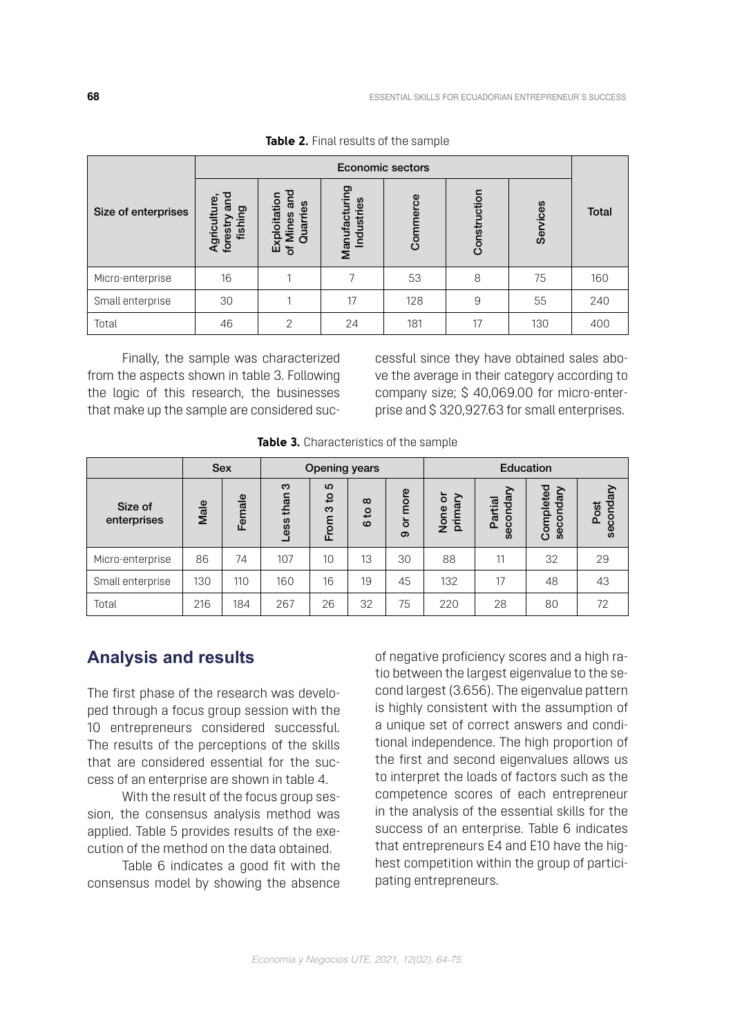**Table 2.** Final results of the sample

| Size of enterprises | Economic sectors | | | | | | Total |
|---|---|---|---|---|---|---|---|
| | Agriculture, forestry and fishing | Exploitation of Mines and Quarries | Manufacturing Industries | Commerce | Construction | Services | |
| Micro-enterprise | 16 | 1 | 7 | 53 | 8 | 75 | 160 |
| Small enterprise | 30 | 1 | 17 | 128 | 9 | 55 | 240 |
| Total | 46 | 2 | 24 | 181 | 17 | 130 | 400 |

Finally, the sample was characterized from the aspects shown in table 3. Following the logic of this research, the businesses that make up the sample are considered successful since they have obtained sales above the average in their category according to company size; $ 40,069.00 for micro-enterprise and $ 320,927.63 for small enterprises.

**Table 3.** Characteristics of the sample

| Size of enterprises | Sex | | Opening years | | | | Education | | | |
|---|---|---|---|---|---|---|---|---|---|---|
| | Male | Female | Less than 3 | From 3 to 5 | 6 to 8 | 9 or more | None or primary | Partial secondary | Completed secondary | Post secondary |
| Micro-enterprise | 86 | 74 | 107 | 10 | 13 | 30 | 88 | 11 | 32 | 29 |
| Small enterprise | 130 | 110 | 160 | 16 | 19 | 45 | 132 | 17 | 48 | 43 |
| Total | 216 | 184 | 267 | 26 | 32 | 75 | 220 | 28 | 80 | 72 |

## Analysis and results

The first phase of the research was developed through a focus group session with the 10 entrepreneurs considered successful. The results of the perceptions of the skills that are considered essential for the success of an enterprise are shown in table 4.

With the result of the focus group session, the consensus analysis method was applied. Table 5 provides results of the execution of the method on the data obtained.

Table 6 indicates a good fit with the consensus model by showing the absence of negative proficiency scores and a high ratio between the largest eigenvalue to the second largest (3.656). The eigenvalue pattern is highly consistent with the assumption of a unique set of correct answers and conditional independence. The high proportion of the first and second eigenvalues allows us to interpret the loads of factors such as the competence scores of each entrepreneur in the analysis of the essential skills for the success of an enterprise. Table 6 indicates that entrepreneurs E4 and E10 have the highest competition within the group of participating entrepreneurs.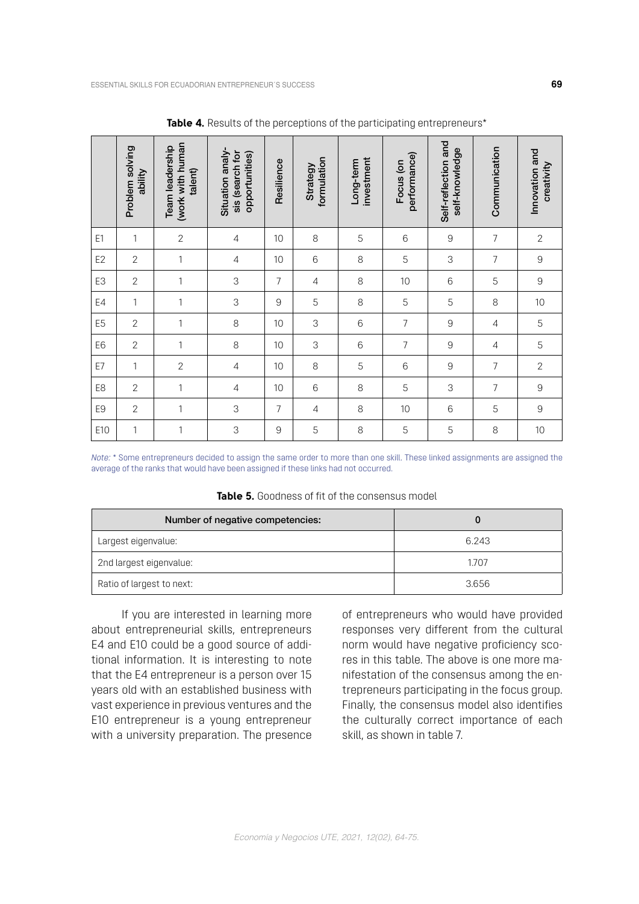**Table 4.** Results of the perceptions of the participating entrepreneurs*

| | Problem solving ability | Team leadership (work with human talent) | Situation analysis (search for opportunities) | Resilience | Strategy formulation | Long-term investment | Focus (on performance) | Self-reflection and self-knowledge | Communication | Innovation and creativity |
|---|---|---|---|---|---|---|---|---|---|---|
| E1 | 1 | 2 | 4 | 10 | 8 | 5 | 6 | 9 | 7 | 2 |
| E2 | 2 | 1 | 4 | 10 | 6 | 8 | 5 | 3 | 7 | 9 |
| E3 | 2 | 1 | 3 | 7 | 4 | 8 | 10 | 6 | 5 | 9 |
| E4 | 1 | 1 | 3 | 9 | 5 | 8 | 5 | 5 | 8 | 10 |
| E5 | 2 | 1 | 8 | 10 | 3 | 6 | 7 | 9 | 4 | 5 |
| E6 | 2 | 1 | 8 | 10 | 3 | 6 | 7 | 9 | 4 | 5 |
| E7 | 1 | 2 | 4 | 10 | 8 | 5 | 6 | 9 | 7 | 2 |
| E8 | 2 | 1 | 4 | 10 | 6 | 8 | 5 | 3 | 7 | 9 |
| E9 | 2 | 1 | 3 | 7 | 4 | 8 | 10 | 6 | 5 | 9 |
| E10 | 1 | 1 | 3 | 9 | 5 | 8 | 5 | 5 | 8 | 10 |

*Note:* * Some entrepreneurs decided to assign the same order to more than one skill. These linked assignments are assigned the average of the ranks that would have been assigned if these links had not occurred.

**Table 5.** Goodness of fit of the consensus model

| Number of negative competencies: | 0 |
|---|---|
| Largest eigenvalue: | 6.243 |
| 2nd largest eigenvalue: | 1.707 |
| Ratio of largest to next: | 3.656 |

If you are interested in learning more about entrepreneurial skills, entrepreneurs E4 and E10 could be a good source of additional information. It is interesting to note that the E4 entrepreneur is a person over 15 years old with an established business with vast experience in previous ventures and the E10 entrepreneur is a young entrepreneur with a university preparation. The presence of entrepreneurs who would have provided responses very different from the cultural norm would have negative proficiency scores in this table. The above is one more manifestation of the consensus among the entrepreneurs participating in the focus group. Finally, the consensus model also identifies the culturally correct importance of each skill, as shown in table 7.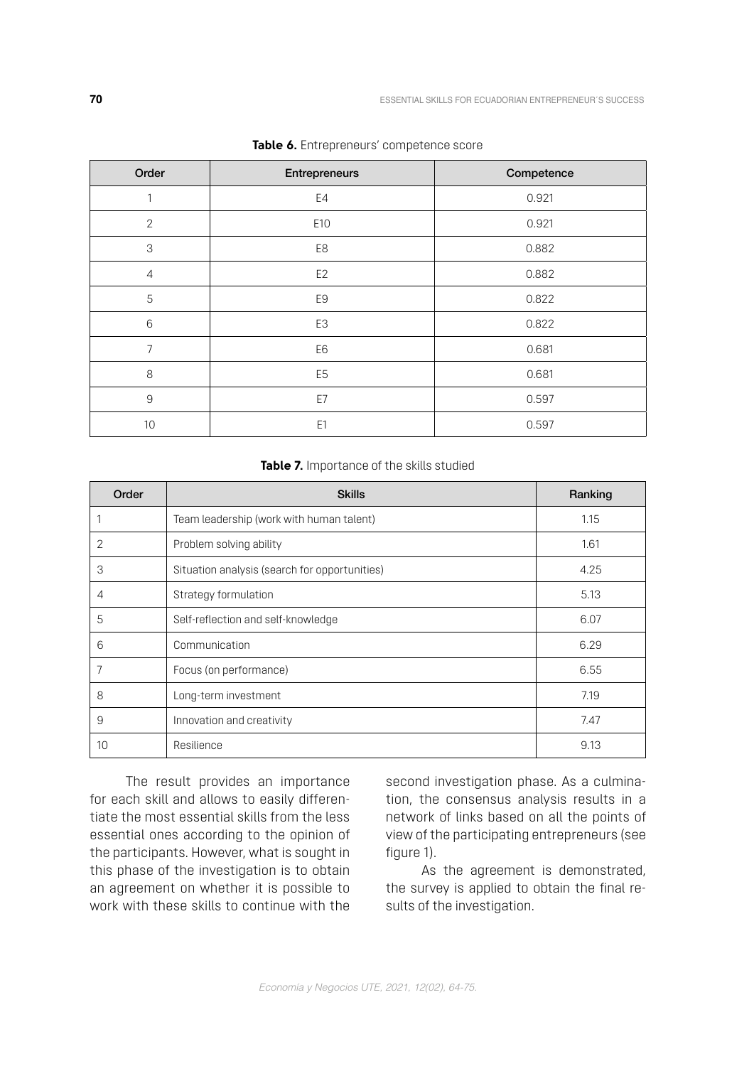**Table 6.** Entrepreneurs' competence score

| Order | Entrepreneurs | Competence |
|---|---|---|
| 1 | E4 | 0.921 |
| 2 | E10 | 0.921 |
| 3 | E8 | 0.882 |
| 4 | E2 | 0.882 |
| 5 | E9 | 0.822 |
| 6 | E3 | 0.822 |
| 7 | E6 | 0.681 |
| 8 | E5 | 0.681 |
| 9 | E7 | 0.597 |
| 10 | E1 | 0.597 |

**Table 7.** Importance of the skills studied

| Order | Skills | Ranking |
|---|---|---|
| 1 | Team leadership (work with human talent) | 1.15 |
| 2 | Problem solving ability | 1.61 |
| 3 | Situation analysis (search for opportunities) | 4.25 |
| 4 | Strategy formulation | 5.13 |
| 5 | Self-reflection and self-knowledge | 6.07 |
| 6 | Communication | 6.29 |
| 7 | Focus (on performance) | 6.55 |
| 8 | Long-term investment | 7.19 |
| 9 | Innovation and creativity | 7.47 |
| 10 | Resilience | 9.13 |

The result provides an importance for each skill and allows to easily differentiate the most essential skills from the less essential ones according to the opinion of the participants. However, what is sought in this phase of the investigation is to obtain an agreement on whether it is possible to work with these skills to continue with the second investigation phase. As a culmination, the consensus analysis results in a network of links based on all the points of view of the participating entrepreneurs (see figure 1).

As the agreement is demonstrated, the survey is applied to obtain the final results of the investigation.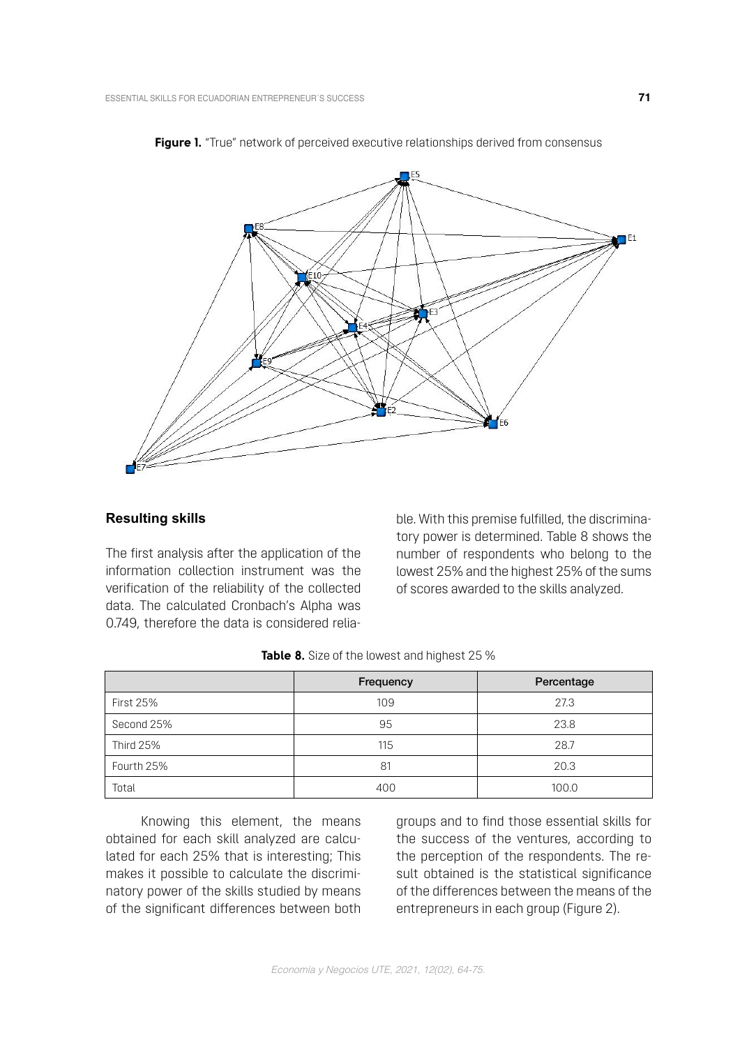**Figure 1.** "True" network of perceived executive relationships derived from consensus

## Resulting skills

The first analysis after the application of the information collection instrument was the verification of the reliability of the collected data. The calculated Cronbach's Alpha was 0.749, therefore the data is considered reliable. With this premise fulfilled, the discriminatory power is determined. Table 8 shows the number of respondents who belong to the lowest 25% and the highest 25% of the sums of scores awarded to the skills analyzed.

**Table 8.** Size of the lowest and highest 25 %

| | Frequency | Percentage |
|---|---|---|
| First 25% | 109 | 27.3 |
| Second 25% | 95 | 23.8 |
| Third 25% | 115 | 28.7 |
| Fourth 25% | 81 | 20.3 |
| Total | 400 | 100.0 |

Knowing this element, the means obtained for each skill analyzed are calculated for each 25% that is interesting; This makes it possible to calculate the discriminatory power of the skills studied by means of the significant differences between both groups and to find those essential skills for the success of the ventures, according to the perception of the respondents. The result obtained is the statistical significance of the differences between the means of the entrepreneurs in each group (Figure 2).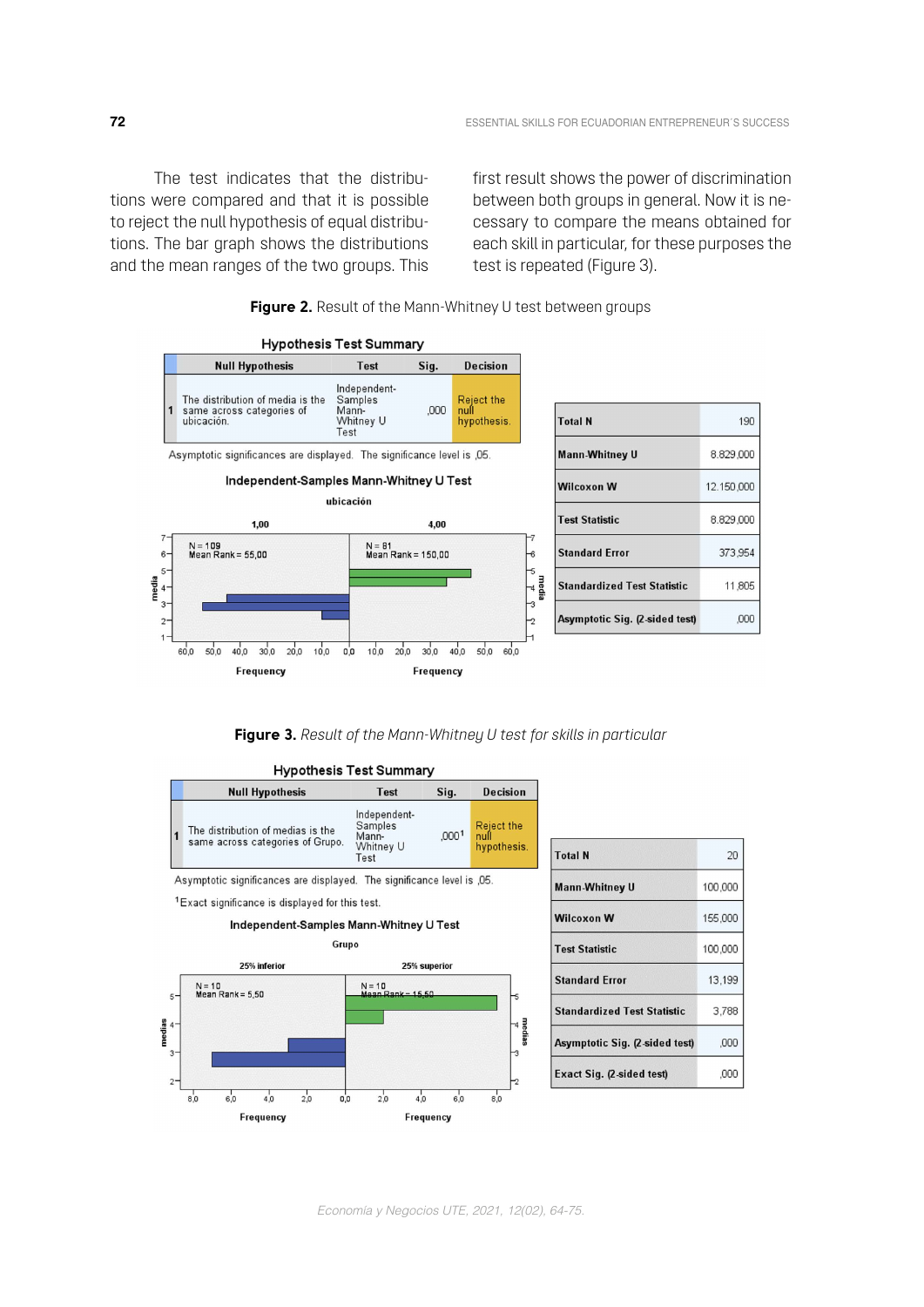The test indicates that the distributions were compared and that it is possible to reject the null hypothesis of equal distributions. The bar graph shows the distributions and the mean ranges of the two groups. This first result shows the power of discrimination between both groups in general. Now it is necessary to compare the means obtained for each skill in particular, for these purposes the test is repeated (Figure 3).

**Figure 2.** Result of the Mann-Whitney U test between groups

Hypothesis Test Summary

| | Null Hypothesis | Test | Sig. | Decision |
|---|---|---|---|---|
| 1 | The distribution of media is the same across categories of ubicación. | Independent-Samples Mann-Whitney U Test | ,000 | Reject the null hypothesis. |

Asymptotic significances are displayed. The significance level is ,05.

Independent-Samples Mann-Whitney U Test

ubicación

| 1,00 | 4,00 |
|---|---|
| N = 109, Mean Rank = 55,00 | N = 81, Mean Rank = 150,00 |

| | |
|---|---|
| Total N | 190 |
| Mann-Whitney U | 8.829,000 |
| Wilcoxon W | 12.150,000 |
| Test Statistic | 8.829,000 |
| Standard Error | 373,954 |
| Standardized Test Statistic | 11,805 |
| Asymptotic Sig. (2-sided test) | ,000 |

**Figure 3.** *Result of the Mann-Whitney U test for skills in particular*

Hypothesis Test Summary

| | Null Hypothesis | Test | Sig. | Decision |
|---|---|---|---|---|
| 1 | The distribution of medias is the same across categories of Grupo. | Independent-Samples Mann-Whitney U Test | ,000[1] | Reject the null hypothesis. |

Asymptotic significances are displayed. The significance level is ,05.

[1]Exact significance is displayed for this test.

Independent-Samples Mann-Whitney U Test

Grupo

| 25% inferior | 25% superior |
|---|---|
| N = 10, Mean Rank = 5,50 | N = 10, Mean Rank = 15,50 |

| | |
|---|---|
| Total N | 20 |
| Mann-Whitney U | 100,000 |
| Wilcoxon W | 155,000 |
| Test Statistic | 100,000 |
| Standard Error | 13,199 |
| Standardized Test Statistic | 3,788 |
| Asymptotic Sig. (2-sided test) | ,000 |
| Exact Sig. (2-sided test) | ,000 |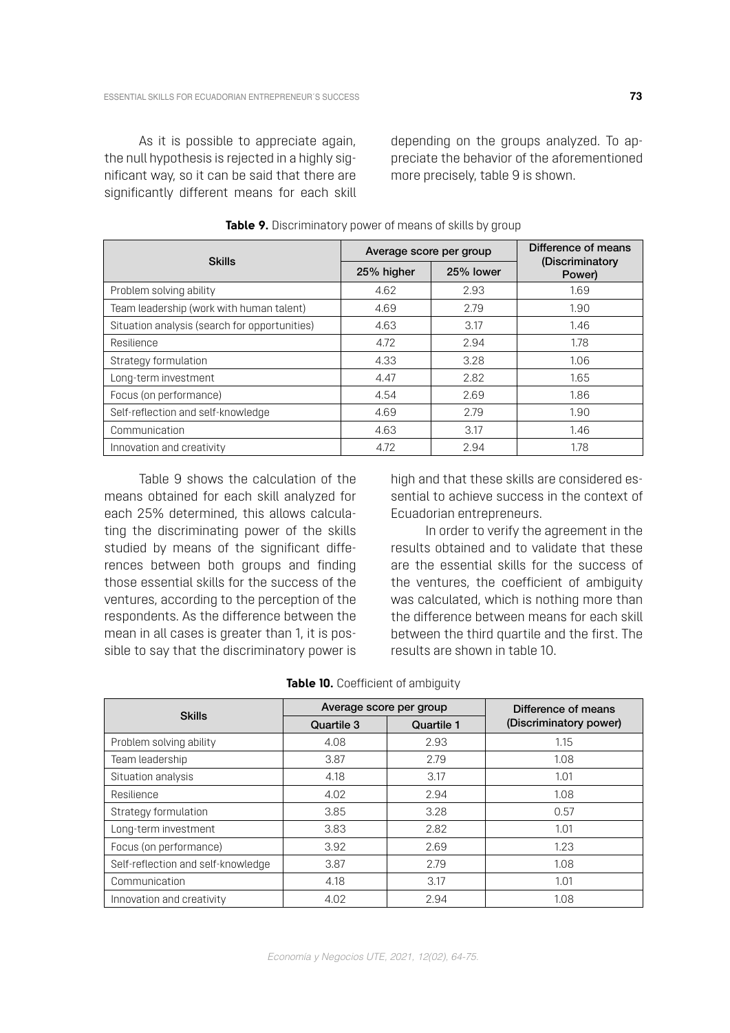As it is possible to appreciate again, the null hypothesis is rejected in a highly significant way, so it can be said that there are significantly different means for each skill depending on the groups analyzed. To appreciate the behavior of the aforementioned more precisely, table 9 is shown.

**Table 9.** Discriminatory power of means of skills by group

| Skills | Average score per group | | Difference of means (Discriminatory Power) |
|---|---|---|---|
| | 25% higher | 25% lower | |
| Problem solving ability | 4.62 | 2.93 | 1.69 |
| Team leadership (work with human talent) | 4.69 | 2.79 | 1.90 |
| Situation analysis (search for opportunities) | 4.63 | 3.17 | 1.46 |
| Resilience | 4.72 | 2.94 | 1.78 |
| Strategy formulation | 4.33 | 3.28 | 1.06 |
| Long-term investment | 4.47 | 2.82 | 1.65 |
| Focus (on performance) | 4.54 | 2.69 | 1.86 |
| Self-reflection and self-knowledge | 4.69 | 2.79 | 1.90 |
| Communication | 4.63 | 3.17 | 1.46 |
| Innovation and creativity | 4.72 | 2.94 | 1.78 |

Table 9 shows the calculation of the means obtained for each skill analyzed for each 25% determined, this allows calculating the discriminating power of the skills studied by means of the significant differences between both groups and finding those essential skills for the success of the ventures, according to the perception of the respondents. As the difference between the mean in all cases is greater than 1, it is possible to say that the discriminatory power is high and that these skills are considered essential to achieve success in the context of Ecuadorian entrepreneurs.

In order to verify the agreement in the results obtained and to validate that these are the essential skills for the success of the ventures, the coefficient of ambiguity was calculated, which is nothing more than the difference between means for each skill between the third quartile and the first. The results are shown in table 10.

**Table 10.** Coefficient of ambiguity

| Skills | Average score per group | | Difference of means (Discriminatory power) |
|---|---|---|---|
| | Quartile 3 | Quartile 1 | |
| Problem solving ability | 4.08 | 2.93 | 1.15 |
| Team leadership | 3.87 | 2.79 | 1.08 |
| Situation analysis | 4.18 | 3.17 | 1.01 |
| Resilience | 4.02 | 2.94 | 1.08 |
| Strategy formulation | 3.85 | 3.28 | 0.57 |
| Long-term investment | 3.83 | 2.82 | 1.01 |
| Focus (on performance) | 3.92 | 2.69 | 1.23 |
| Self-reflection and self-knowledge | 3.87 | 2.79 | 1.08 |
| Communication | 4.18 | 3.17 | 1.01 |
| Innovation and creativity | 4.02 | 2.94 | 1.08 |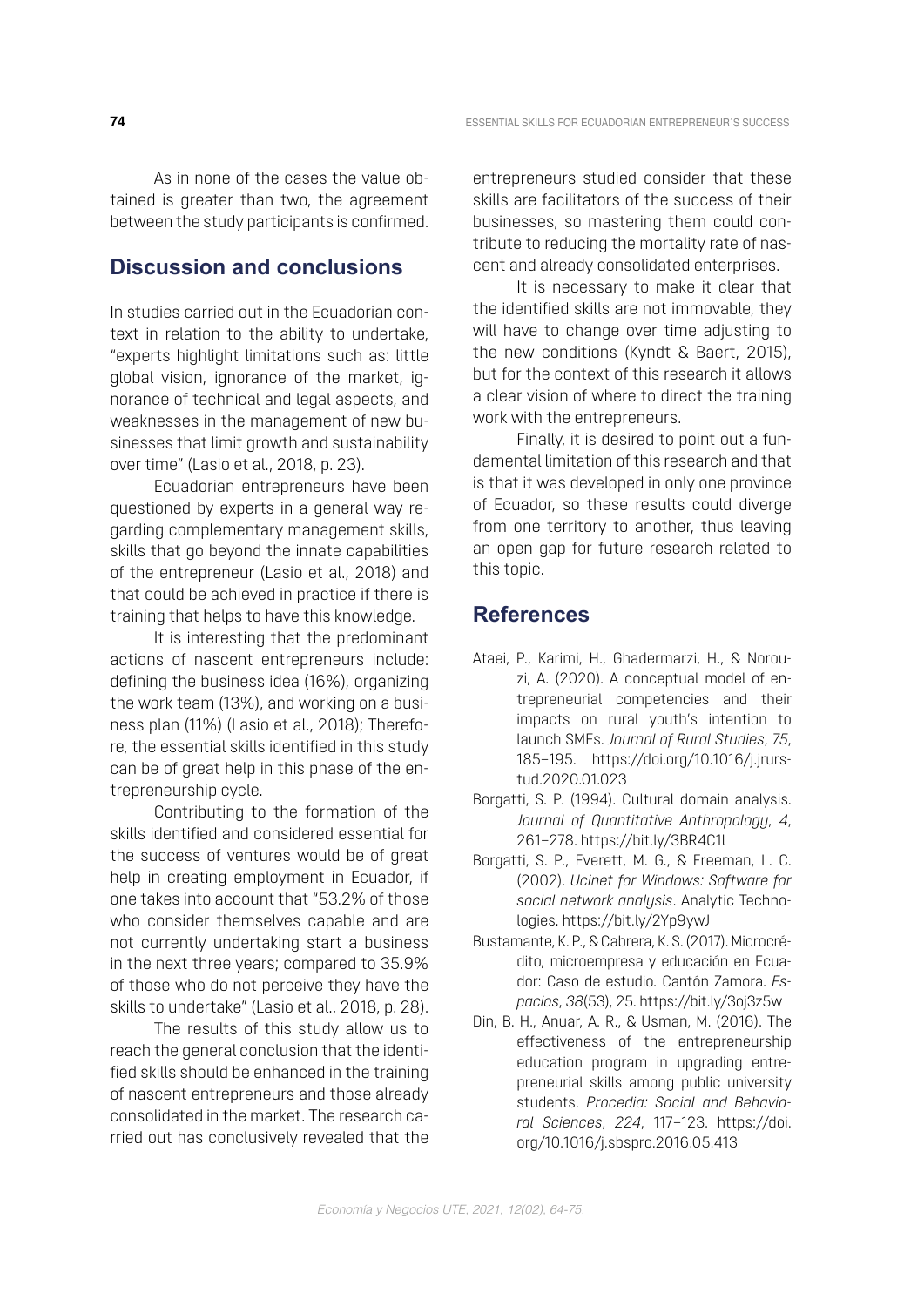As in none of the cases the value obtained is greater than two, the agreement between the study participants is confirmed.

## Discussion and conclusions

In studies carried out in the Ecuadorian context in relation to the ability to undertake, "experts highlight limitations such as: little global vision, ignorance of the market, ignorance of technical and legal aspects, and weaknesses in the management of new businesses that limit growth and sustainability over time" (Lasio et al., 2018, p. 23).

Ecuadorian entrepreneurs have been questioned by experts in a general way regarding complementary management skills, skills that go beyond the innate capabilities of the entrepreneur (Lasio et al., 2018) and that could be achieved in practice if there is training that helps to have this knowledge.

It is interesting that the predominant actions of nascent entrepreneurs include: defining the business idea (16%), organizing the work team (13%), and working on a business plan (11%) (Lasio et al., 2018); Therefore, the essential skills identified in this study can be of great help in this phase of the entrepreneurship cycle.

Contributing to the formation of the skills identified and considered essential for the success of ventures would be of great help in creating employment in Ecuador, if one takes into account that "53.2% of those who consider themselves capable and are not currently undertaking start a business in the next three years; compared to 35.9% of those who do not perceive they have the skills to undertake" (Lasio et al., 2018, p. 28).

The results of this study allow us to reach the general conclusion that the identified skills should be enhanced in the training of nascent entrepreneurs and those already consolidated in the market. The research carried out has conclusively revealed that the entrepreneurs studied consider that these skills are facilitators of the success of their businesses, so mastering them could contribute to reducing the mortality rate of nascent and already consolidated enterprises.

It is necessary to make it clear that the identified skills are not immovable, they will have to change over time adjusting to the new conditions (Kyndt & Baert, 2015), but for the context of this research it allows a clear vision of where to direct the training work with the entrepreneurs.

Finally, it is desired to point out a fundamental limitation of this research and that is that it was developed in only one province of Ecuador, so these results could diverge from one territory to another, thus leaving an open gap for future research related to this topic.

## References

Ataei, P., Karimi, H., Ghadermarzi, H., & Norouzi, A. (2020). A conceptual model of entrepreneurial competencies and their impacts on rural youth's intention to launch SMEs. *Journal of Rural Studies*, *75*, 185–195. https://doi.org/10.1016/j.jrurstud.2020.01.023

Borgatti, S. P. (1994). Cultural domain analysis. *Journal of Quantitative Anthropology*, *4*, 261–278. https://bit.ly/3BR4C1l

Borgatti, S. P., Everett, M. G., & Freeman, L. C. (2002). *Ucinet for Windows: Software for social network analysis*. Analytic Technologies. https://bit.ly/2Yp9ywJ

Bustamante, K. P., & Cabrera, K. S. (2017). Microcrédito, microempresa y educación en Ecuador: Caso de estudio. Cantón Zamora. *Espacios*, *38*(53), 25. https://bit.ly/3oj3z5w

Din, B. H., Anuar, A. R., & Usman, M. (2016). The effectiveness of the entrepreneurship education program in upgrading entrepreneurial skills among public university students. *Procedia: Social and Behavioral Sciences*, *224*, 117–123. https://doi.org/10.1016/j.sbspro.2016.05.413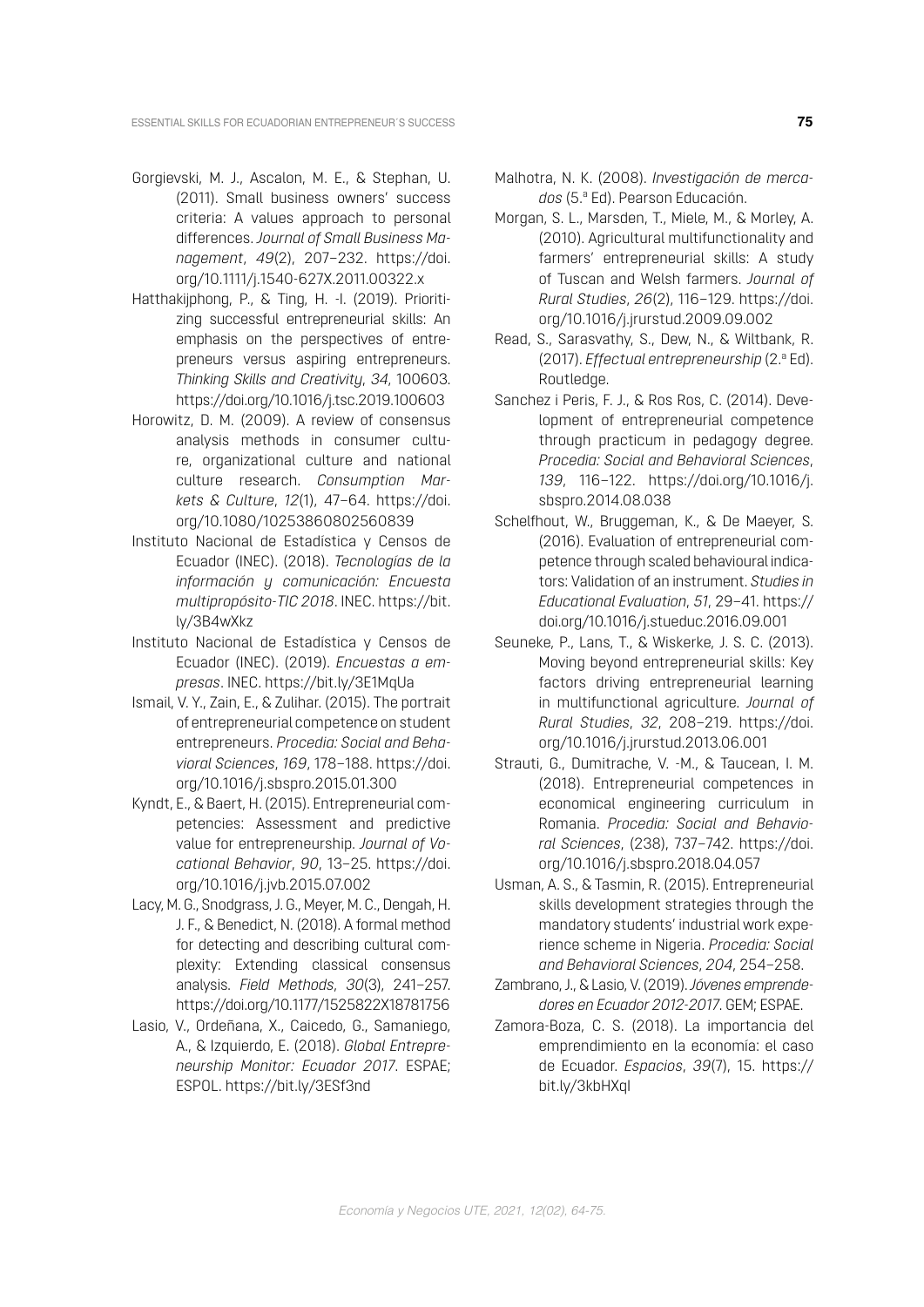Gorgievski, M. J., Ascalon, M. E., & Stephan, U. (2011). Small business owners' success criteria: A values approach to personal differences. *Journal of Small Business Management*, *49*(2), 207–232. https://doi.org/10.1111/j.1540-627X.2011.00322.x

Hatthakijphong, P., & Ting, H. -I. (2019). Prioritizing successful entrepreneurial skills: An emphasis on the perspectives of entrepreneurs versus aspiring entrepreneurs. *Thinking Skills and Creativity*, *34*, 100603. https://doi.org/10.1016/j.tsc.2019.100603

Horowitz, D. M. (2009). A review of consensus analysis methods in consumer culture, organizational culture and national culture research. *Consumption Markets & Culture*, *12*(1), 47–64. https://doi.org/10.1080/10253860802560839

Instituto Nacional de Estadística y Censos de Ecuador (INEC). (2018). *Tecnologías de la información y comunicación: Encuesta multipropósito-TIC 2018*. INEC. https://bit.ly/3B4wXkz

Instituto Nacional de Estadística y Censos de Ecuador (INEC). (2019). *Encuestas a empresas*. INEC. https://bit.ly/3E1MqUa

Ismail, V. Y., Zain, E., & Zulihar. (2015). The portrait of entrepreneurial competence on student entrepreneurs. *Procedia: Social and Behavioral Sciences*, *169*, 178–188. https://doi.org/10.1016/j.sbspro.2015.01.300

Kyndt, E., & Baert, H. (2015). Entrepreneurial competencies: Assessment and predictive value for entrepreneurship. *Journal of Vocational Behavior*, *90*, 13–25. https://doi.org/10.1016/j.jvb.2015.07.002

Lacy, M. G., Snodgrass, J. G., Meyer, M. C., Dengah, H. J. F., & Benedict, N. (2018). A formal method for detecting and describing cultural complexity: Extending classical consensus analysis. *Field Methods*, *30*(3), 241–257. https://doi.org/10.1177/1525822X18781756

Lasio, V., Ordeñana, X., Caicedo, G., Samaniego, A., & Izquierdo, E. (2018). *Global Entrepreneurship Monitor: Ecuador 2017*. ESPAE; ESPOL. https://bit.ly/3ESf3nd

Malhotra, N. K. (2008). *Investigación de mercados* (5.ª Ed). Pearson Educación.

Morgan, S. L., Marsden, T., Miele, M., & Morley, A. (2010). Agricultural multifunctionality and farmers' entrepreneurial skills: A study of Tuscan and Welsh farmers. *Journal of Rural Studies*, *26*(2), 116–129. https://doi.org/10.1016/j.jrurstud.2009.09.002

Read, S., Sarasvathy, S., Dew, N., & Wiltbank, R. (2017). *Effectual entrepreneurship* (2.ª Ed). Routledge.

Sanchez i Peris, F. J., & Ros Ros, C. (2014). Development of entrepreneurial competence through practicum in pedagogy degree. *Procedia: Social and Behavioral Sciences*, *139*, 116–122. https://doi.org/10.1016/j.sbspro.2014.08.038

Schelfhout, W., Bruggeman, K., & De Maeyer, S. (2016). Evaluation of entrepreneurial competence through scaled behavioural indicators: Validation of an instrument. *Studies in Educational Evaluation*, *51*, 29–41. https://doi.org/10.1016/j.stueduc.2016.09.001

Seuneke, P., Lans, T., & Wiskerke, J. S. C. (2013). Moving beyond entrepreneurial skills: Key factors driving entrepreneurial learning in multifunctional agriculture. *Journal of Rural Studies*, *32*, 208–219. https://doi.org/10.1016/j.jrurstud.2013.06.001

Strauti, G., Dumitrache, V. -M., & Taucean, I. M. (2018). Entrepreneurial competences in economical engineering curriculum in Romania. *Procedia: Social and Behavioral Sciences*, (238), 737–742. https://doi.org/10.1016/j.sbspro.2018.04.057

Usman, A. S., & Tasmin, R. (2015). Entrepreneurial skills development strategies through the mandatory students' industrial work experience scheme in Nigeria. *Procedia: Social and Behavioral Sciences*, *204*, 254–258.

Zambrano, J., & Lasio, V. (2019). *Jóvenes emprendedores en Ecuador 2012-2017*. GEM; ESPAE.

Zamora-Boza, C. S. (2018). La importancia del emprendimiento en la economía: el caso de Ecuador. *Espacios*, *39*(7), 15. https://bit.ly/3kbHXql